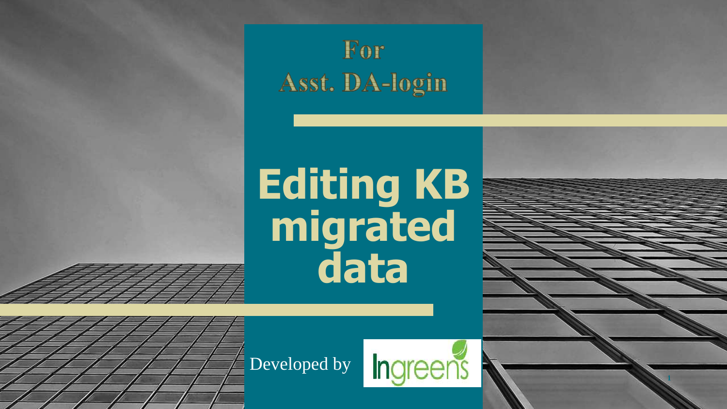For
Asst. DA-login

# Editing KB migrated data

Developed by Ingreens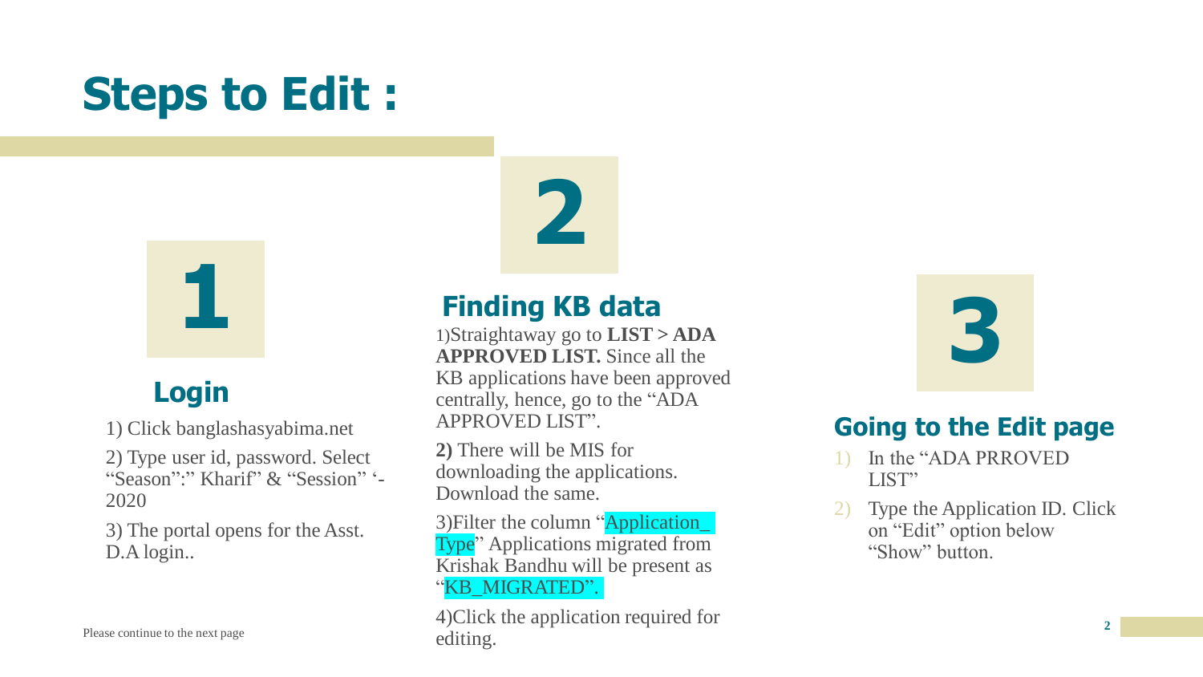# Steps to Edit :

## 1

### Login

1) Click banglashasyabima.net

2) Type user id, password. Select "Season":" Kharif" & "Session" '-2020

3) The portal opens for the Asst. D.A login..

## 2

### Finding KB data

1)Straightaway go to **LIST > ADA APPROVED LIST.** Since all the KB applications have been approved centrally, hence, go to the "ADA APPROVED LIST".

**2)** There will be MIS for downloading the applications. Download the same.

3)Filter the column "Application_ Type" Applications migrated from Krishak Bandhu will be present as "KB_MIGRATED".

4)Click the application required for editing.

## 3

### Going to the Edit page

1) In the "ADA PRROVED LIST"
2) Type the Application ID. Click on "Edit" option below "Show" button.

Please continue to the next page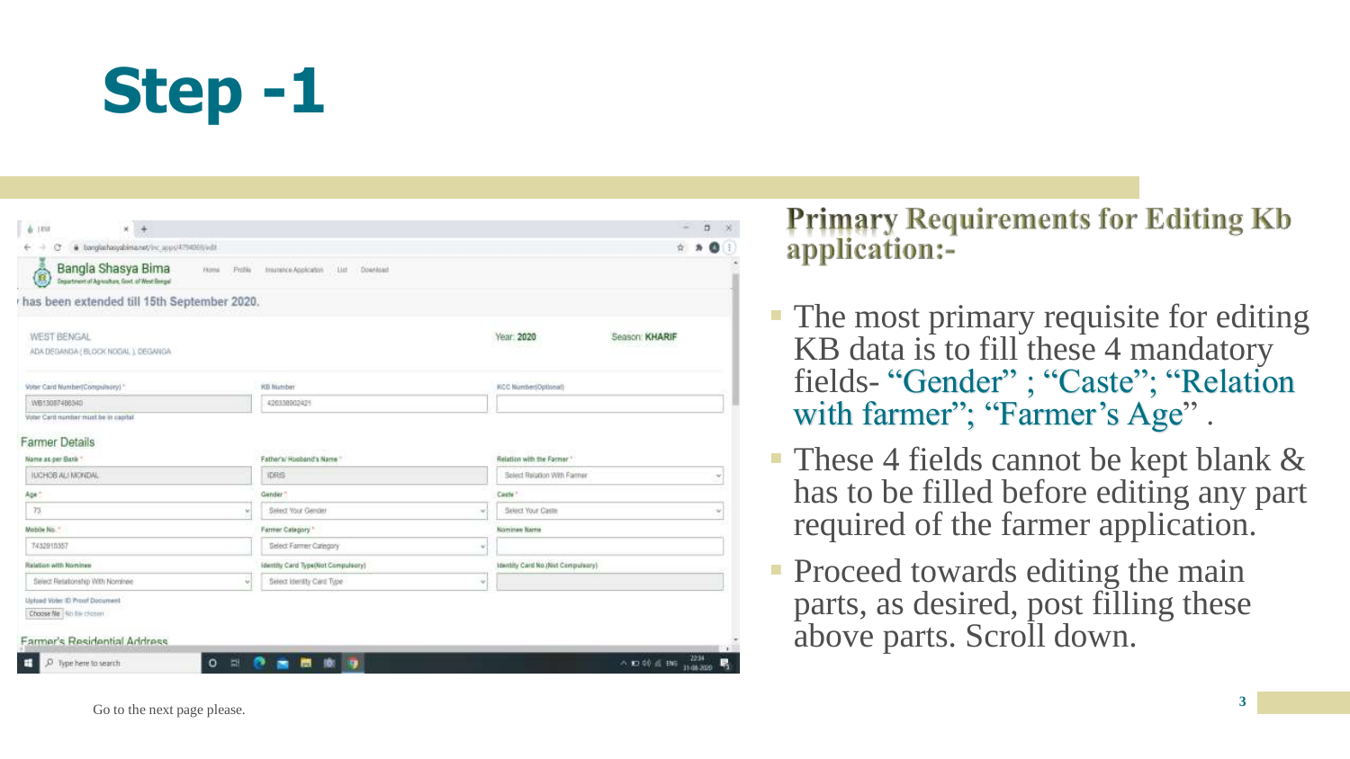# Step -1

## Primary Requirements for Editing Kb application:-

- The most primary requisite for editing KB data is to fill these 4 mandatory fields- "Gender" ; "Caste"; "Relation with farmer"; "Farmer's Age" .
- These 4 fields cannot be kept blank & has to be filled before editing any part required of the farmer application.
- Proceed towards editing the main parts, as desired, post filling these above parts. Scroll down.

Go to the next page please.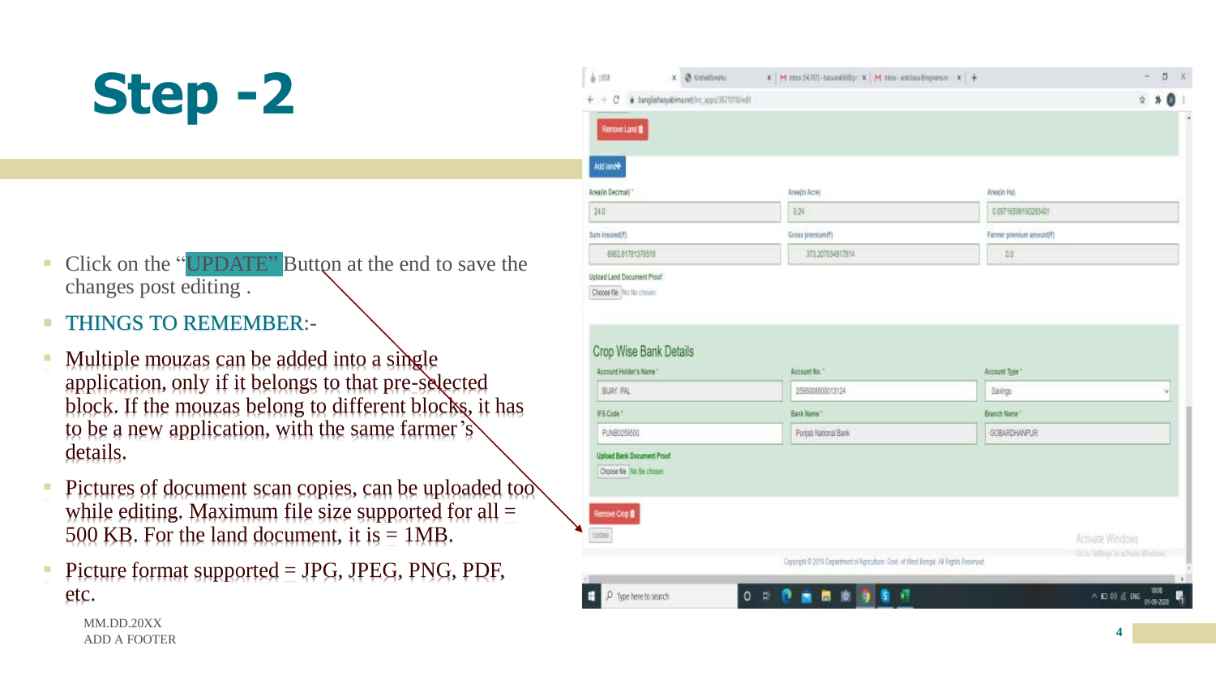# Step -2

- Click on the “UPDATE” Button at the end to save the changes post editing .
- THINGS TO REMEMBER:-
- Multiple mouzas can be added into a single application, only if it belongs to that pre-selected block. If the mouzas belong to different blocks, it has to be a new application, with the same farmer’s details.
- Pictures of document scan copies, can be uploaded too while editing. Maximum file size supported for all = 500 KB. For the land document, it is = 1MB.
- Picture format supported = JPG, JPEG, PNG, PDF, etc.

MM.DD.20XX
ADD A FOOTER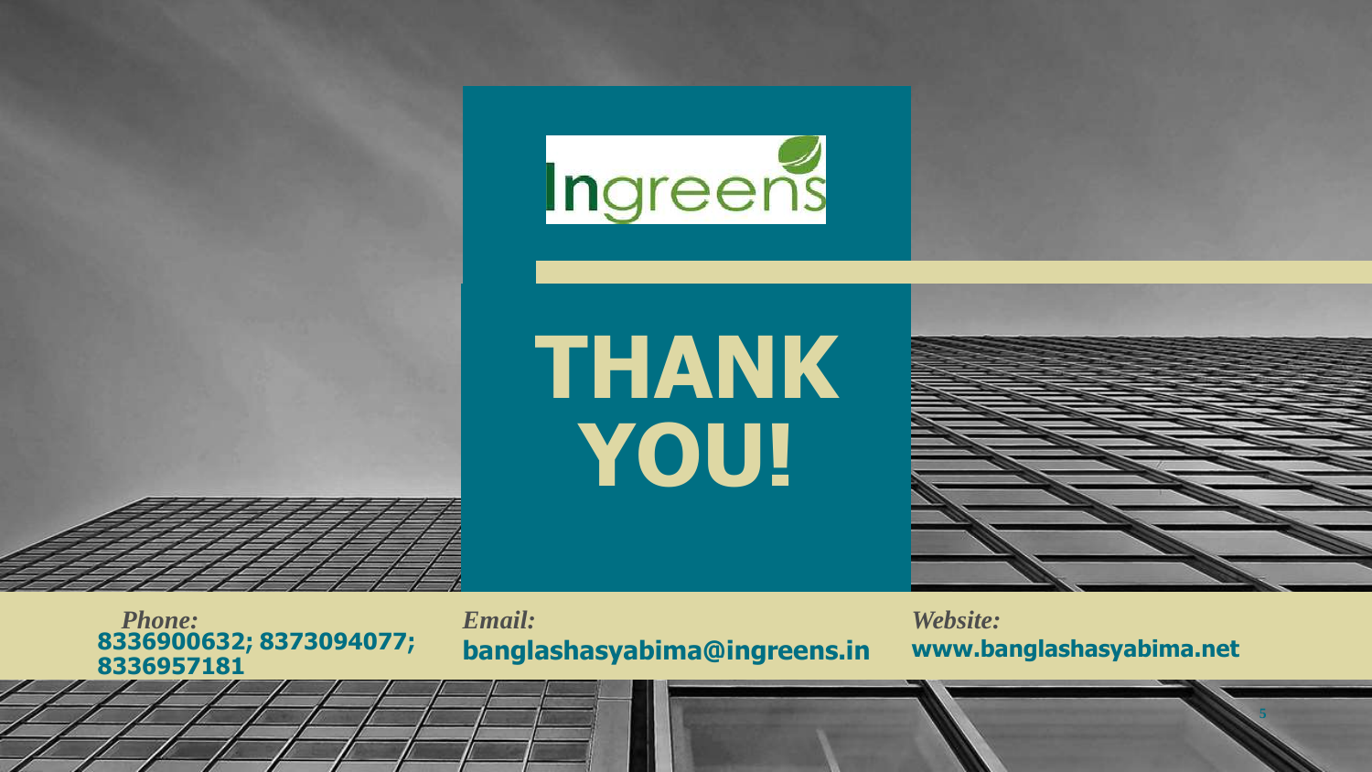Ingreens

# THANK YOU!

*Phone:*
**8336900632; 8373094077; 8336957181**

*Email:*
**banglashasyabima@ingreens.in**

*Website:*
**www.banglashasyabima.net**